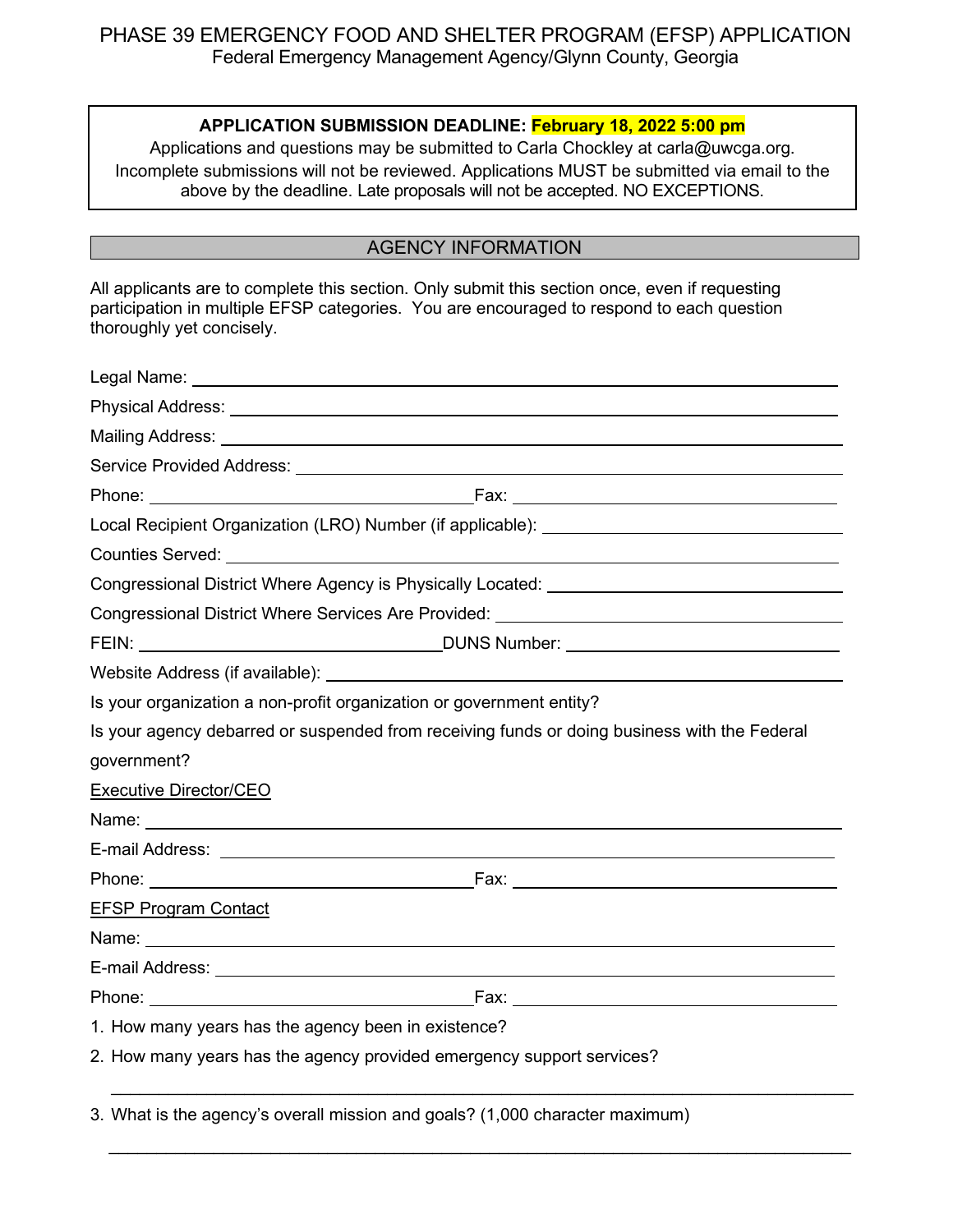# PHASE 39 EMERGENCY FOOD AND SHELTER PROGRAM (EFSP) APPLICATION

Federal Emergency Management Agency/Glynn County, Georgia

**APPLICATION SUBMISSION DEADLINE: February 18, 2022 5:00 pm**

Applications and questions may be submitted to Carla Chockley at carla@uwcga.org. Incomplete submissions will not be reviewed. Applications MUST be submitted via email to the above by the deadline. Late proposals will not be accepted. NO EXCEPTIONS.

## AGENCY INFORMATION

All applicants are to complete this section. Only submit this section once, even if requesting participation in multiple EFSP categories. You are encouraged to respond to each question thoroughly yet concisely.

Legal Name: ______________________________

Physical Address: ______________________________

Mailing Address: ______________________________

Service Provided Address: ______________________________

Phone: ______________________________ Fax: ______________________________

Local Recipient Organization (LRO) Number (if applicable): ______________________________

Counties Served: ______________________________

Congressional District Where Agency is Physically Located: ______________________________

Congressional District Where Services Are Provided: ______________________________

FEIN: ______________________________ DUNS Number: ______________________________

Website Address (if available): ______________________________

Is your organization a non-profit organization or government entity?

Is your agency debarred or suspended from receiving funds or doing business with the Federal government?

Executive Director/CEO

Name: ______________________________

E-mail Address: ______________________________

Phone: ______________________________ Fax: ______________________________

EFSP Program Contact

Name: ______________________________

E-mail Address: ______________________________

Phone: ______________________________ Fax: ______________________________

1. How many years has the agency been in existence?
2. How many years has the agency provided emergency support services?

______________________________

3. What is the agency's overall mission and goals? (1,000 character maximum)

______________________________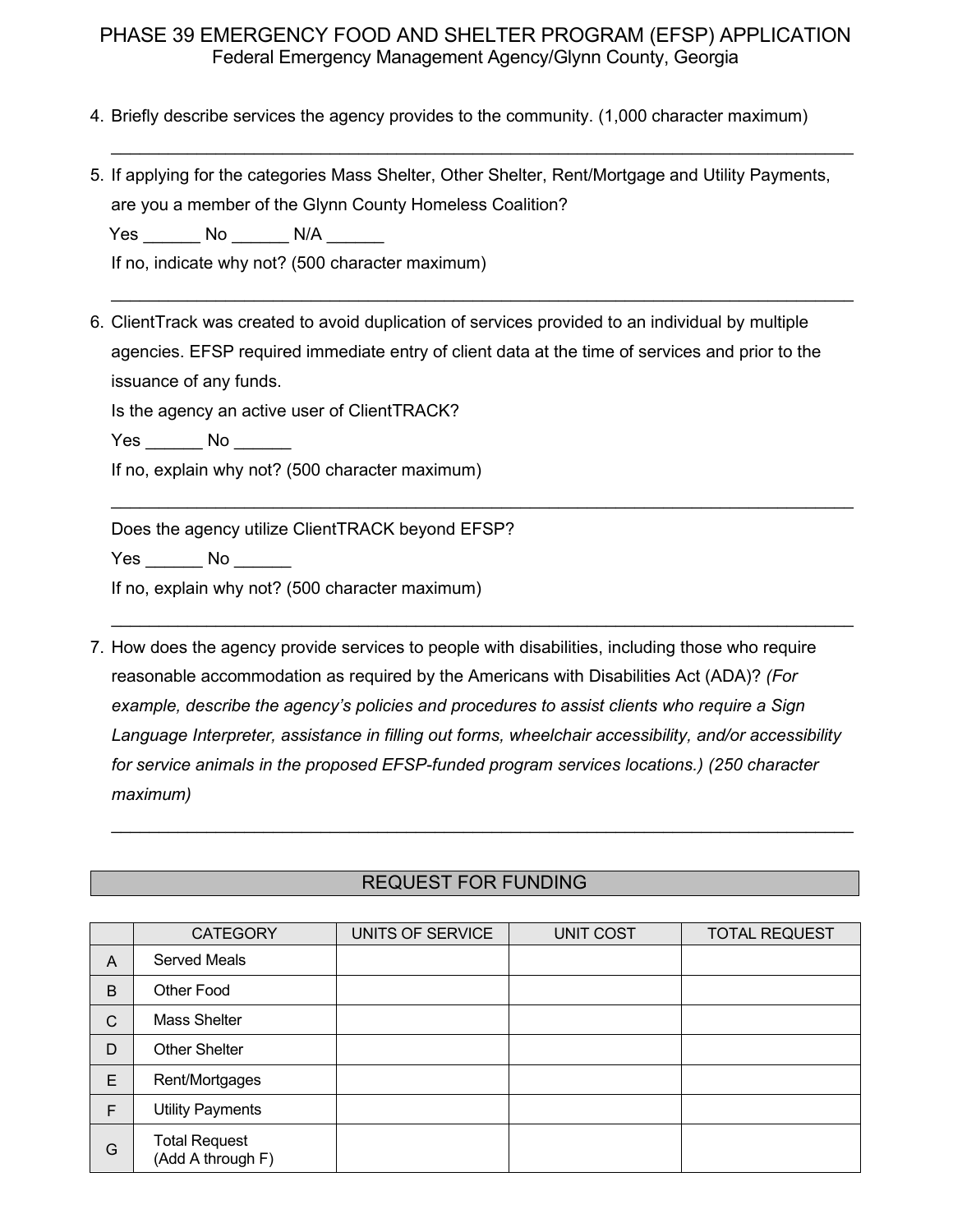# PHASE 39 EMERGENCY FOOD AND SHELTER PROGRAM (EFSP) APPLICATION

Federal Emergency Management Agency/Glynn County, Georgia

4. Briefly describe services the agency provides to the community. (1,000 character maximum)

   ______________________________________________________________________________

5. If applying for the categories Mass Shelter, Other Shelter, Rent/Mortgage and Utility Payments, are you a member of the Glynn County Homeless Coalition?

   Yes ______ No ______ N/A ______

   If no, indicate why not? (500 character maximum)

   ______________________________________________________________________________

6. ClientTrack was created to avoid duplication of services provided to an individual by multiple agencies. EFSP required immediate entry of client data at the time of services and prior to the issuance of any funds.

   Is the agency an active user of ClientTRACK?

   Yes ______ No ______

   If no, explain why not? (500 character maximum)

   ______________________________________________________________________________

   Does the agency utilize ClientTRACK beyond EFSP?

   Yes ______ No ______

   If no, explain why not? (500 character maximum)

   ______________________________________________________________________________

7. How does the agency provide services to people with disabilities, including those who require reasonable accommodation as required by the Americans with Disabilities Act (ADA)? *(For example, describe the agency's policies and procedures to assist clients who require a Sign Language Interpreter, assistance in filling out forms, wheelchair accessibility, and/or accessibility for service animals in the proposed EFSP-funded program services locations.) (250 character maximum)*

   ______________________________________________________________________________

## REQUEST FOR FUNDING

| | CATEGORY | UNITS OF SERVICE | UNIT COST | TOTAL REQUEST |
|---|---|---|---|---|
| A | Served Meals | | | |
| B | Other Food | | | |
| C | Mass Shelter | | | |
| D | Other Shelter | | | |
| E | Rent/Mortgages | | | |
| F | Utility Payments | | | |
| G | Total Request (Add A through F) | | | |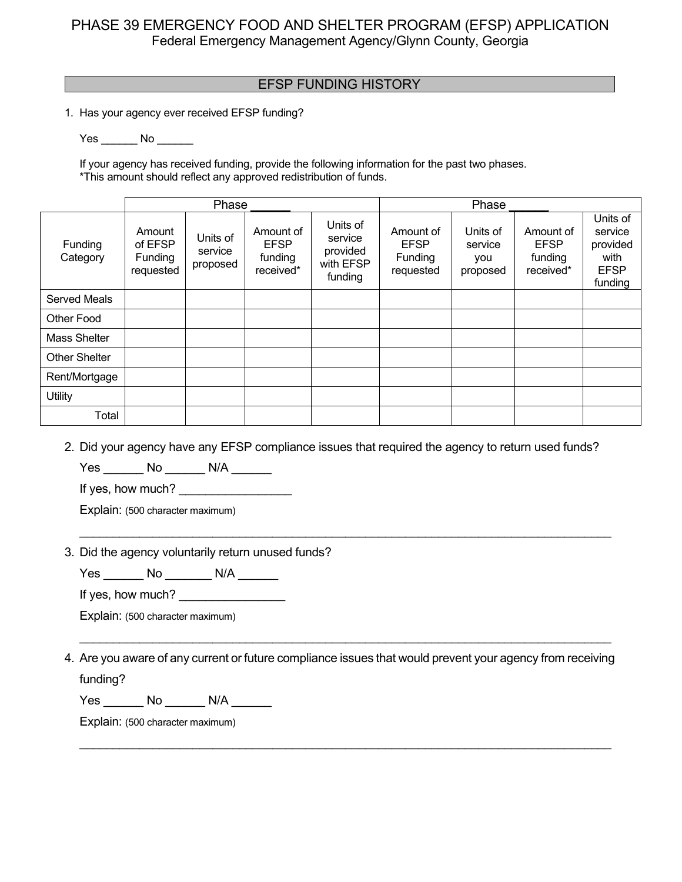# PHASE 39 EMERGENCY FOOD AND SHELTER PROGRAM (EFSP) APPLICATION

Federal Emergency Management Agency/Glynn County, Georgia

## EFSP FUNDING HISTORY

1. Has your agency ever received EFSP funding?

   Yes ______ No ______

   If your agency has received funding, provide the following information for the past two phases.
   *This amount should reflect any approved redistribution of funds.

| | Phase ______ | | | | Phase ______ | | | |
|---|---|---|---|---|---|---|---|---|
| Funding Category | Amount of EFSP Funding requested | Units of service proposed | Amount of EFSP funding received* | Units of service provided with EFSP funding | Amount of EFSP Funding requested | Units of service you proposed | Amount of EFSP funding received* | Units of service provided with EFSP funding |
| Served Meals | | | | | | | | |
| Other Food | | | | | | | | |
| Mass Shelter | | | | | | | | |
| Other Shelter | | | | | | | | |
| Rent/Mortgage | | | | | | | | |
| Utility | | | | | | | | |
| Total | | | | | | | | |

2. Did your agency have any EFSP compliance issues that required the agency to return used funds?

   Yes ______ No ______ N/A ______

   If yes, how much? _________________

   Explain: (500 character maximum)

   ________________________________________________________________________________

3. Did the agency voluntarily return unused funds?

   Yes ______ No _______ N/A ______

   If yes, how much? ________________

   Explain: (500 character maximum)

   ________________________________________________________________________________

4. Are you aware of any current or future compliance issues that would prevent your agency from receiving funding?

   Yes ______ No ______ N/A ______

   Explain: (500 character maximum)

   ________________________________________________________________________________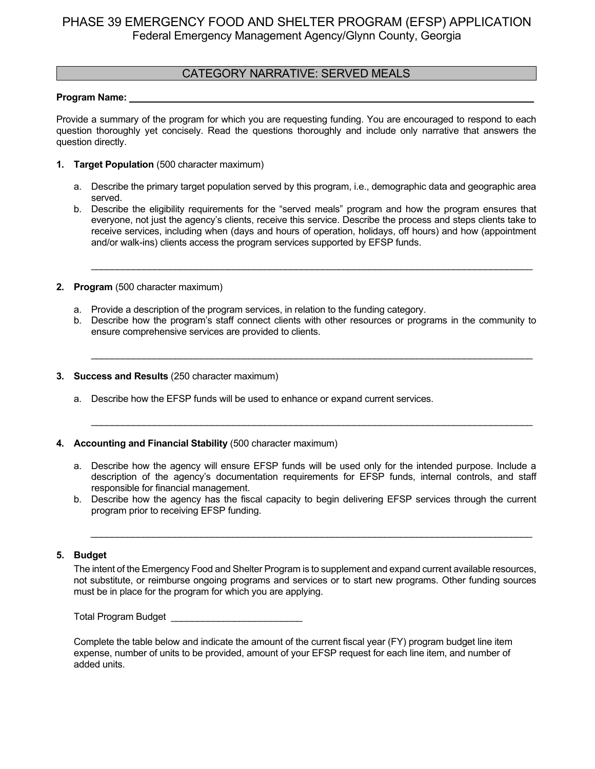# PHASE 39 EMERGENCY FOOD AND SHELTER PROGRAM (EFSP) APPLICATION

Federal Emergency Management Agency/Glynn County, Georgia

## CATEGORY NARRATIVE: SERVED MEALS

**Program Name:** ______________________________________________________________

Provide a summary of the program for which you are requesting funding. You are encouraged to respond to each question thoroughly yet concisely. Read the questions thoroughly and include only narrative that answers the question directly.

1. **Target Population** (500 character maximum)

   a. Describe the primary target population served by this program, i.e., demographic data and geographic area served.

   b. Describe the eligibility requirements for the "served meals" program and how the program ensures that everyone, not just the agency's clients, receive this service. Describe the process and steps clients take to receive services, including when (days and hours of operation, holidays, off hours) and how (appointment and/or walk-ins) clients access the program services supported by EFSP funds.

   ______________________________________________________________

2. **Program** (500 character maximum)

   a. Provide a description of the program services, in relation to the funding category.

   b. Describe how the program's staff connect clients with other resources or programs in the community to ensure comprehensive services are provided to clients.

   ______________________________________________________________

3. **Success and Results** (250 character maximum)

   a. Describe how the EFSP funds will be used to enhance or expand current services.

   ______________________________________________________________

4. **Accounting and Financial Stability** (500 character maximum)

   a. Describe how the agency will ensure EFSP funds will be used only for the intended purpose. Include a description of the agency's documentation requirements for EFSP funds, internal controls, and staff responsible for financial management.

   b. Describe how the agency has the fiscal capacity to begin delivering EFSP services through the current program prior to receiving EFSP funding.

   ______________________________________________________________

5. **Budget**

   The intent of the Emergency Food and Shelter Program is to supplement and expand current available resources, not substitute, or reimburse ongoing programs and services or to start new programs. Other funding sources must be in place for the program for which you are applying.

   Total Program Budget _________________________

   Complete the table below and indicate the amount of the current fiscal year (FY) program budget line item expense, number of units to be provided, amount of your EFSP request for each line item, and number of added units.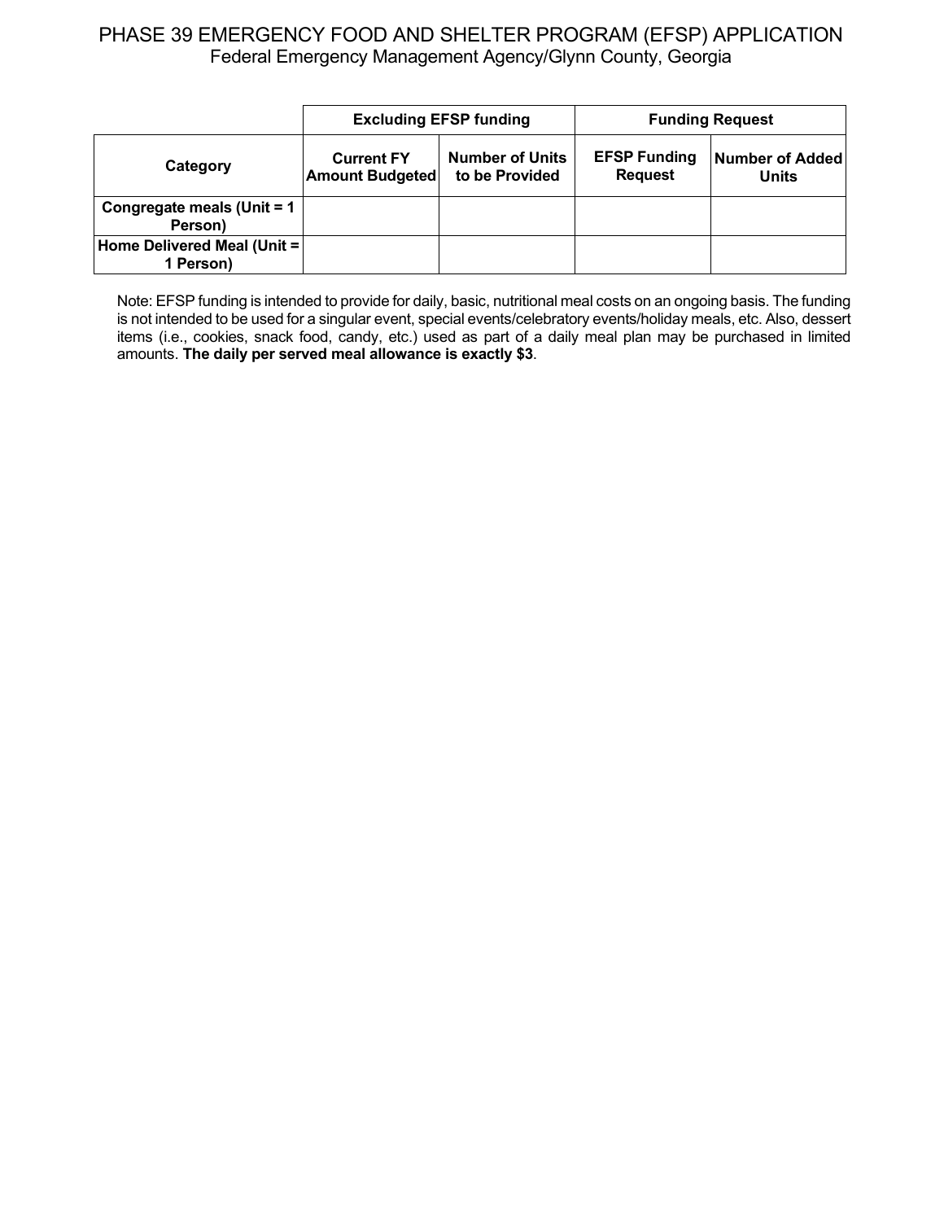# PHASE 39 EMERGENCY FOOD AND SHELTER PROGRAM (EFSP) APPLICATION

Federal Emergency Management Agency/Glynn County, Georgia

| | Excluding EFSP funding | | Funding Request | |
|---|---|---|---|---|
| **Category** | **Current FY Amount Budgeted** | **Number of Units to be Provided** | **EFSP Funding Request** | **Number of Added Units** |
| **Congregate meals (Unit = 1 Person)** | | | | |
| **Home Delivered Meal (Unit = 1 Person)** | | | | |

Note: EFSP funding is intended to provide for daily, basic, nutritional meal costs on an ongoing basis. The funding is not intended to be used for a singular event, special events/celebratory events/holiday meals, etc. Also, dessert items (i.e., cookies, snack food, candy, etc.) used as part of a daily meal plan may be purchased in limited amounts. **The daily per served meal allowance is exactly $3**.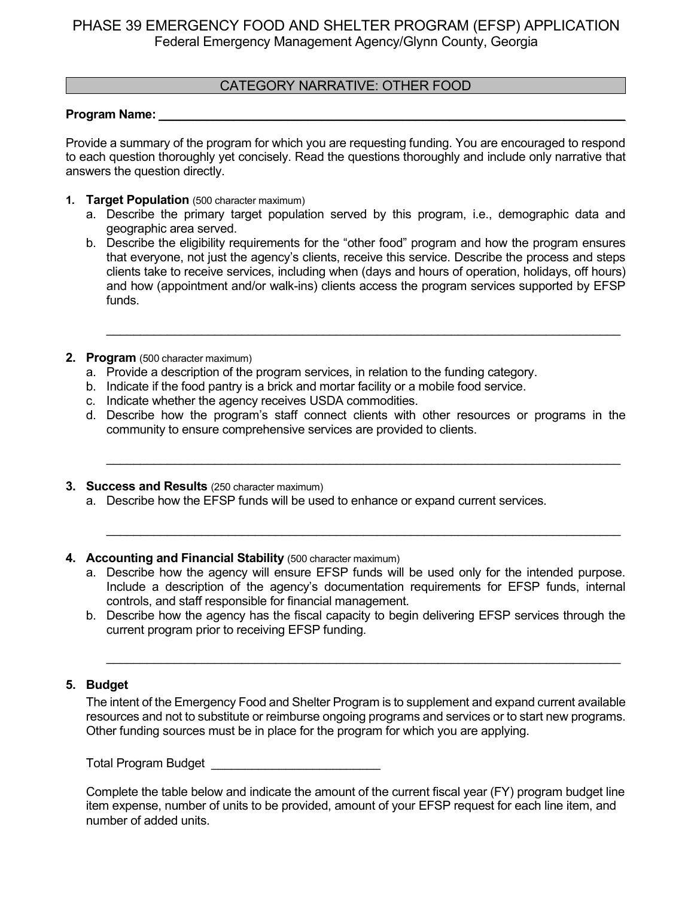PHASE 39 EMERGENCY FOOD AND SHELTER PROGRAM (EFSP) APPLICATION
Federal Emergency Management Agency/Glynn County, Georgia

## CATEGORY NARRATIVE: OTHER FOOD

**Program Name:** ______________________________________________

Provide a summary of the program for which you are requesting funding. You are encouraged to respond to each question thoroughly yet concisely. Read the questions thoroughly and include only narrative that answers the question directly.

1. **Target Population** (500 character maximum)
   a. Describe the primary target population served by this program, i.e., demographic data and geographic area served.
   b. Describe the eligibility requirements for the "other food" program and how the program ensures that everyone, not just the agency's clients, receive this service. Describe the process and steps clients take to receive services, including when (days and hours of operation, holidays, off hours) and how (appointment and/or walk-ins) clients access the program services supported by EFSP funds.

   ______________________________________________

2. **Program** (500 character maximum)
   a. Provide a description of the program services, in relation to the funding category.
   b. Indicate if the food pantry is a brick and mortar facility or a mobile food service.
   c. Indicate whether the agency receives USDA commodities.
   d. Describe how the program's staff connect clients with other resources or programs in the community to ensure comprehensive services are provided to clients.

   ______________________________________________

3. **Success and Results** (250 character maximum)
   a. Describe how the EFSP funds will be used to enhance or expand current services.

   ______________________________________________

4. **Accounting and Financial Stability** (500 character maximum)
   a. Describe how the agency will ensure EFSP funds will be used only for the intended purpose. Include a description of the agency's documentation requirements for EFSP funds, internal controls, and staff responsible for financial management.
   b. Describe how the agency has the fiscal capacity to begin delivering EFSP services through the current program prior to receiving EFSP funding.

   ______________________________________________

5. **Budget**

   The intent of the Emergency Food and Shelter Program is to supplement and expand current available resources and not to substitute or reimburse ongoing programs and services or to start new programs. Other funding sources must be in place for the program for which you are applying.

   Total Program Budget ____________________

   Complete the table below and indicate the amount of the current fiscal year (FY) program budget line item expense, number of units to be provided, amount of your EFSP request for each line item, and number of added units.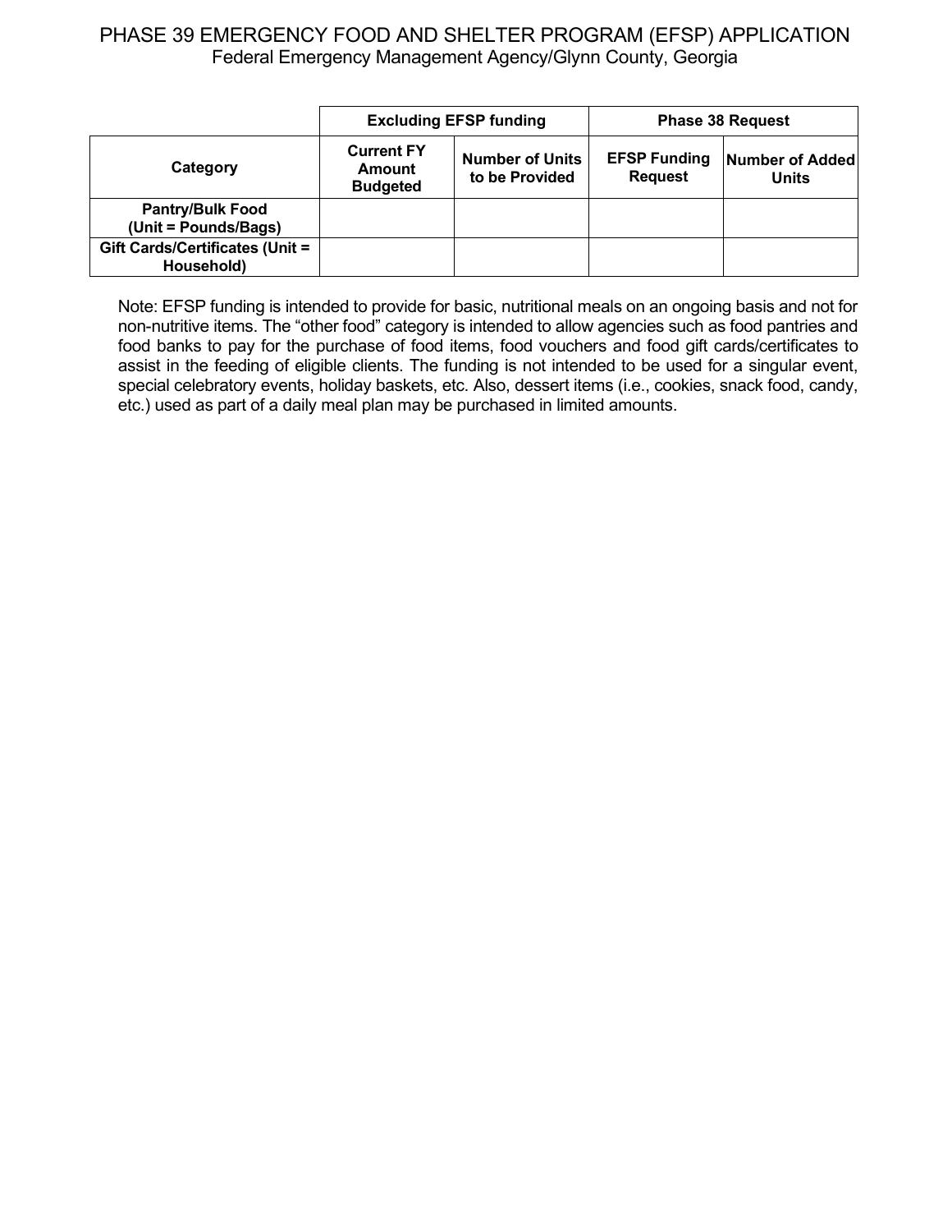PHASE 39 EMERGENCY FOOD AND SHELTER PROGRAM (EFSP) APPLICATION
Federal Emergency Management Agency/Glynn County, Georgia

| | Excluding EFSP funding | | Phase 38 Request | |
|---|---|---|---|---|
| **Category** | **Current FY Amount Budgeted** | **Number of Units to be Provided** | **EFSP Funding Request** | **Number of Added Units** |
| **Pantry/Bulk Food (Unit = Pounds/Bags)** | | | | |
| **Gift Cards/Certificates (Unit = Household)** | | | | |

Note: EFSP funding is intended to provide for basic, nutritional meals on an ongoing basis and not for non-nutritive items. The "other food" category is intended to allow agencies such as food pantries and food banks to pay for the purchase of food items, food vouchers and food gift cards/certificates to assist in the feeding of eligible clients. The funding is not intended to be used for a singular event, special celebratory events, holiday baskets, etc. Also, dessert items (i.e., cookies, snack food, candy, etc.) used as part of a daily meal plan may be purchased in limited amounts.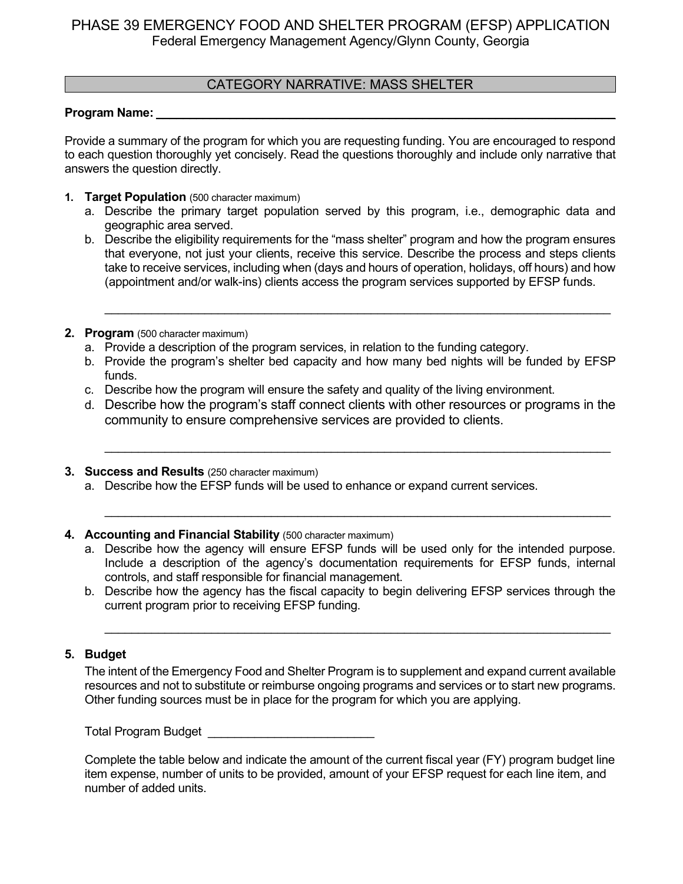# PHASE 39 EMERGENCY FOOD AND SHELTER PROGRAM (EFSP) APPLICATION

Federal Emergency Management Agency/Glynn County, Georgia

## CATEGORY NARRATIVE: MASS SHELTER

**Program Name:** ___________________________________________________________________

Provide a summary of the program for which you are requesting funding. You are encouraged to respond to each question thoroughly yet concisely. Read the questions thoroughly and include only narrative that answers the question directly.

1. **Target Population** (500 character maximum)
   a. Describe the primary target population served by this program, i.e., demographic data and geographic area served.
   b. Describe the eligibility requirements for the "mass shelter" program and how the program ensures that everyone, not just your clients, receive this service. Describe the process and steps clients take to receive services, including when (days and hours of operation, holidays, off hours) and how (appointment and/or walk-ins) clients access the program services supported by EFSP funds.

   ___________________________________________________________________________

2. **Program** (500 character maximum)
   a. Provide a description of the program services, in relation to the funding category.
   b. Provide the program's shelter bed capacity and how many bed nights will be funded by EFSP funds.
   c. Describe how the program will ensure the safety and quality of the living environment.
   d. Describe how the program's staff connect clients with other resources or programs in the community to ensure comprehensive services are provided to clients.

   ___________________________________________________________________________

3. **Success and Results** (250 character maximum)
   a. Describe how the EFSP funds will be used to enhance or expand current services.

   ___________________________________________________________________________

4. **Accounting and Financial Stability** (500 character maximum)
   a. Describe how the agency will ensure EFSP funds will be used only for the intended purpose. Include a description of the agency's documentation requirements for EFSP funds, internal controls, and staff responsible for financial management.
   b. Describe how the agency has the fiscal capacity to begin delivering EFSP services through the current program prior to receiving EFSP funding.

   ___________________________________________________________________________

5. **Budget**

   The intent of the Emergency Food and Shelter Program is to supplement and expand current available resources and not to substitute or reimburse ongoing programs and services or to start new programs. Other funding sources must be in place for the program for which you are applying.

   Total Program Budget _________________________

   Complete the table below and indicate the amount of the current fiscal year (FY) program budget line item expense, number of units to be provided, amount of your EFSP request for each line item, and number of added units.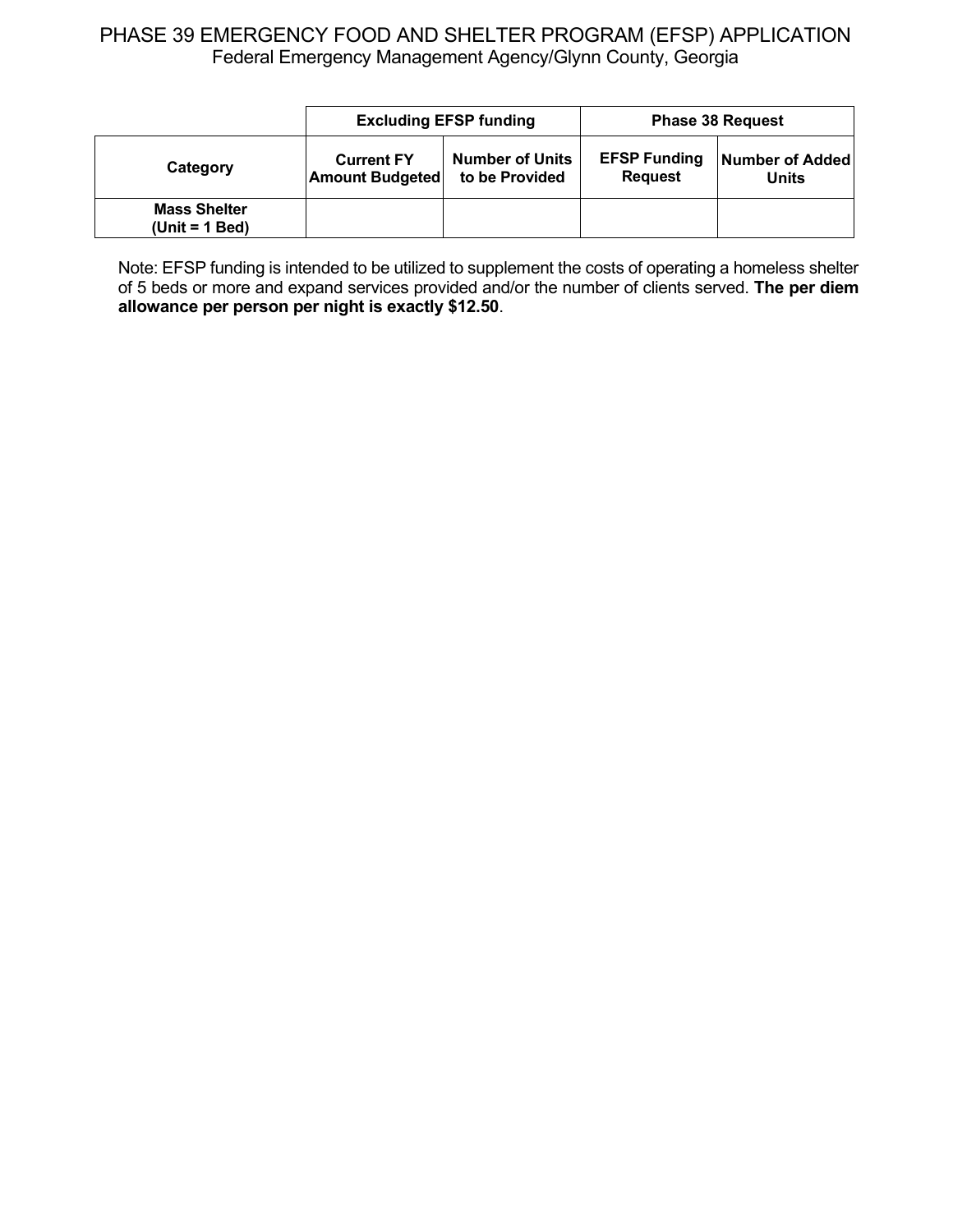# PHASE 39 EMERGENCY FOOD AND SHELTER PROGRAM (EFSP) APPLICATION

Federal Emergency Management Agency/Glynn County, Georgia

| | Excluding EFSP funding | | Phase 38 Request | |
|---|---|---|---|---|
| **Category** | **Current FY Amount Budgeted** | **Number of Units to be Provided** | **EFSP Funding Request** | **Number of Added Units** |
| **Mass Shelter (Unit = 1 Bed)** | | | | |

Note: EFSP funding is intended to be utilized to supplement the costs of operating a homeless shelter of 5 beds or more and expand services provided and/or the number of clients served. **The per diem allowance per person per night is exactly $12.50**.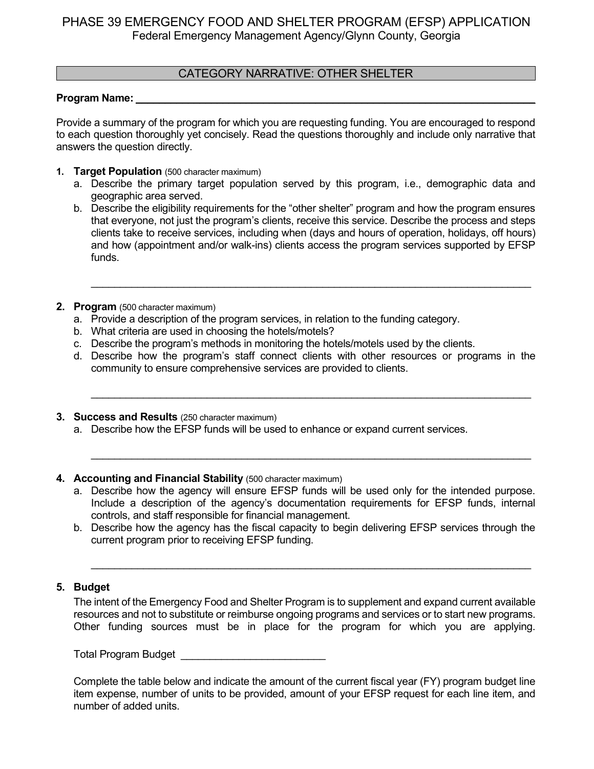# PHASE 39 EMERGENCY FOOD AND SHELTER PROGRAM (EFSP) APPLICATION

Federal Emergency Management Agency/Glynn County, Georgia

## CATEGORY NARRATIVE: OTHER SHELTER

**Program Name:** ______________________________________________

Provide a summary of the program for which you are requesting funding. You are encouraged to respond to each question thoroughly yet concisely. Read the questions thoroughly and include only narrative that answers the question directly.

1. **Target Population** (500 character maximum)
   a. Describe the primary target population served by this program, i.e., demographic data and geographic area served.
   b. Describe the eligibility requirements for the "other shelter" program and how the program ensures that everyone, not just the program's clients, receive this service. Describe the process and steps clients take to receive services, including when (days and hours of operation, holidays, off hours) and how (appointment and/or walk-ins) clients access the program services supported by EFSP funds.

   ______________________________________________

2. **Program** (500 character maximum)
   a. Provide a description of the program services, in relation to the funding category.
   b. What criteria are used in choosing the hotels/motels?
   c. Describe the program's methods in monitoring the hotels/motels used by the clients.
   d. Describe how the program's staff connect clients with other resources or programs in the community to ensure comprehensive services are provided to clients.

   ______________________________________________

3. **Success and Results** (250 character maximum)
   a. Describe how the EFSP funds will be used to enhance or expand current services.

   ______________________________________________

4. **Accounting and Financial Stability** (500 character maximum)
   a. Describe how the agency will ensure EFSP funds will be used only for the intended purpose. Include a description of the agency's documentation requirements for EFSP funds, internal controls, and staff responsible for financial management.
   b. Describe how the agency has the fiscal capacity to begin delivering EFSP services through the current program prior to receiving EFSP funding.

   ______________________________________________

5. **Budget**

   The intent of the Emergency Food and Shelter Program is to supplement and expand current available resources and not to substitute or reimburse ongoing programs and services or to start new programs. Other funding sources must be in place for the program for which you are applying.

   Total Program Budget ________________________

   Complete the table below and indicate the amount of the current fiscal year (FY) program budget line item expense, number of units to be provided, amount of your EFSP request for each line item, and number of added units.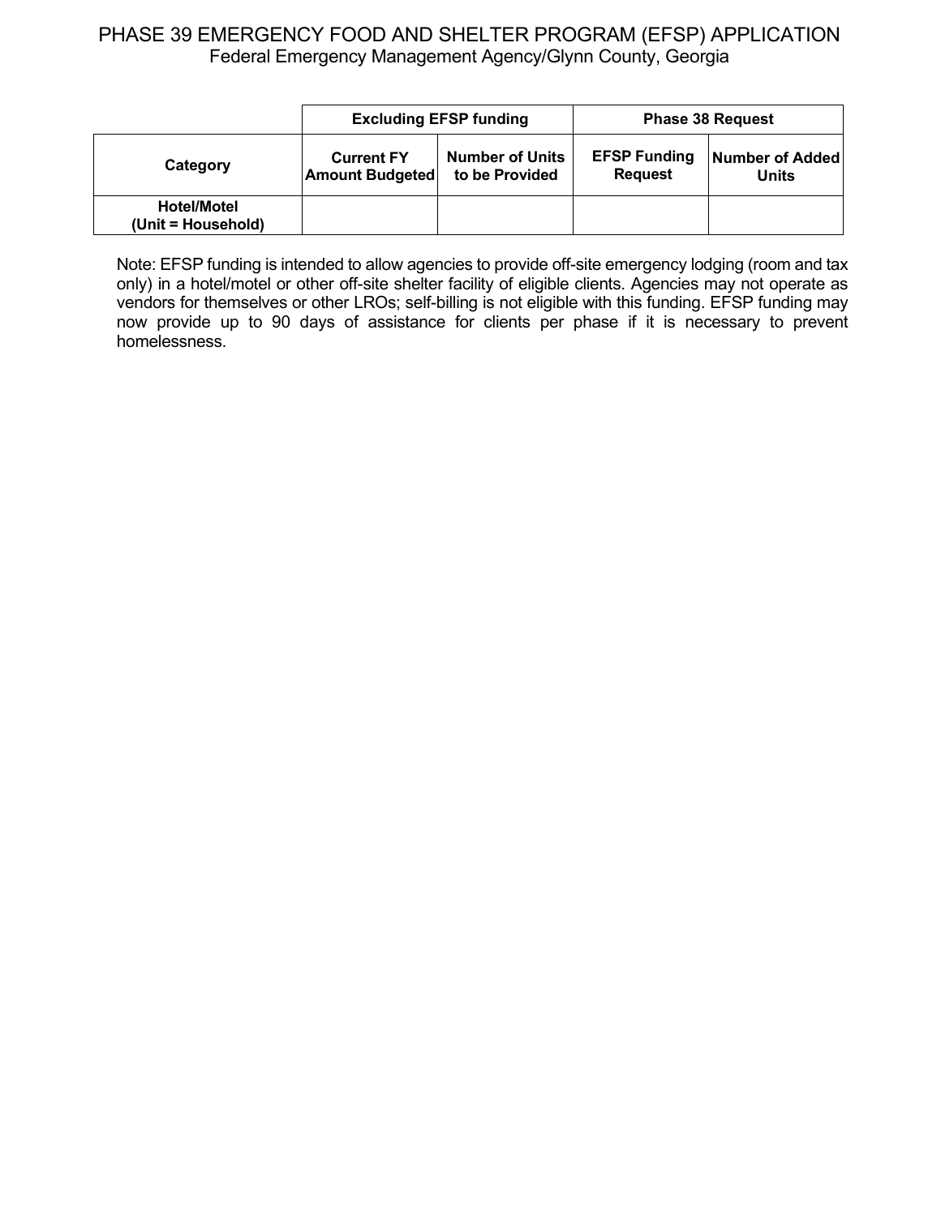# PHASE 39 EMERGENCY FOOD AND SHELTER PROGRAM (EFSP) APPLICATION

Federal Emergency Management Agency/Glynn County, Georgia

| | Excluding EFSP funding | | Phase 38 Request | |
|---|---|---|---|---|
| **Category** | **Current FY Amount Budgeted** | **Number of Units to be Provided** | **EFSP Funding Request** | **Number of Added Units** |
| **Hotel/Motel (Unit = Household)** | | | | |

Note: EFSP funding is intended to allow agencies to provide off-site emergency lodging (room and tax only) in a hotel/motel or other off-site shelter facility of eligible clients. Agencies may not operate as vendors for themselves or other LROs; self-billing is not eligible with this funding. EFSP funding may now provide up to 90 days of assistance for clients per phase if it is necessary to prevent homelessness.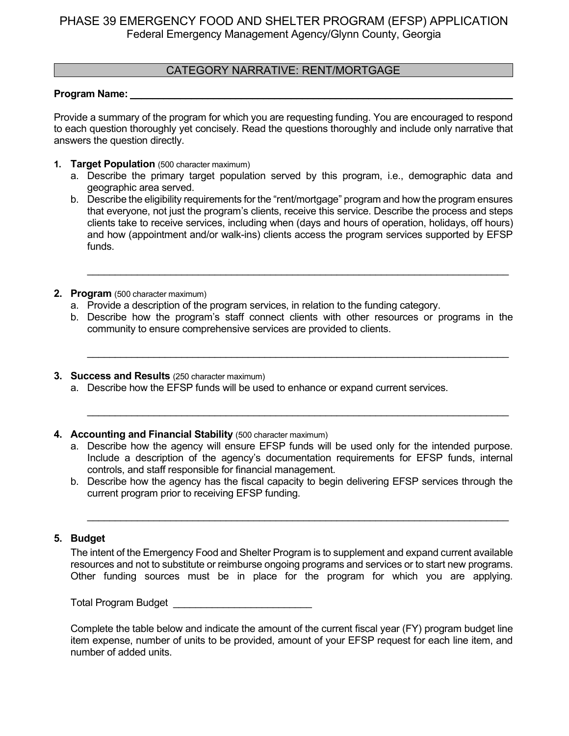PHASE 39 EMERGENCY FOOD AND SHELTER PROGRAM (EFSP) APPLICATION

Federal Emergency Management Agency/Glynn County, Georgia

## CATEGORY NARRATIVE: RENT/MORTGAGE

**Program Name:** ___________________________________________________________________

Provide a summary of the program for which you are requesting funding. You are encouraged to respond to each question thoroughly yet concisely. Read the questions thoroughly and include only narrative that answers the question directly.

1. **Target Population** (500 character maximum)
   a. Describe the primary target population served by this program, i.e., demographic data and geographic area served.
   b. Describe the eligibility requirements for the "rent/mortgage" program and how the program ensures that everyone, not just the program's clients, receive this service. Describe the process and steps clients take to receive services, including when (days and hours of operation, holidays, off hours) and how (appointment and/or walk-ins) clients access the program services supported by EFSP funds.

   ___________________________________________________________________________

2. **Program** (500 character maximum)
   a. Provide a description of the program services, in relation to the funding category.
   b. Describe how the program's staff connect clients with other resources or programs in the community to ensure comprehensive services are provided to clients.

   ___________________________________________________________________________

3. **Success and Results** (250 character maximum)
   a. Describe how the EFSP funds will be used to enhance or expand current services.

   ___________________________________________________________________________

4. **Accounting and Financial Stability** (500 character maximum)
   a. Describe how the agency will ensure EFSP funds will be used only for the intended purpose. Include a description of the agency's documentation requirements for EFSP funds, internal controls, and staff responsible for financial management.
   b. Describe how the agency has the fiscal capacity to begin delivering EFSP services through the current program prior to receiving EFSP funding.

   ___________________________________________________________________________

5. **Budget**

   The intent of the Emergency Food and Shelter Program is to supplement and expand current available resources and not to substitute or reimburse ongoing programs and services or to start new programs. Other funding sources must be in place for the program for which you are applying.

   Total Program Budget _________________________

   Complete the table below and indicate the amount of the current fiscal year (FY) program budget line item expense, number of units to be provided, amount of your EFSP request for each line item, and number of added units.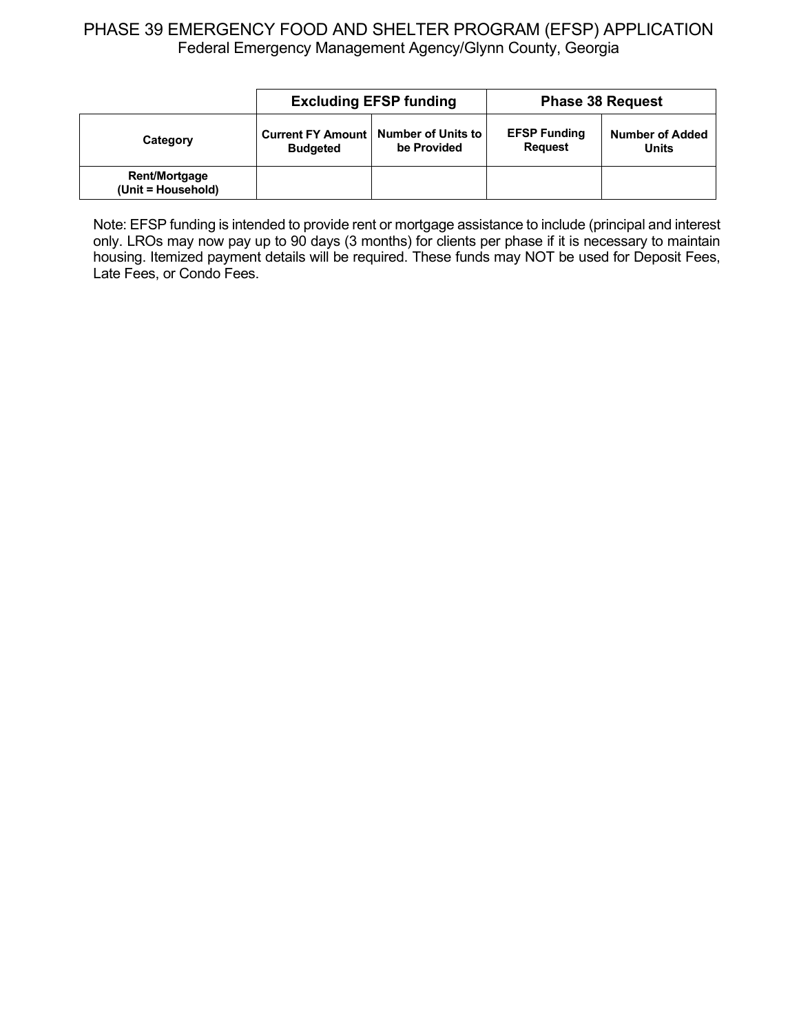# PHASE 39 EMERGENCY FOOD AND SHELTER PROGRAM (EFSP) APPLICATION

Federal Emergency Management Agency/Glynn County, Georgia

| | Excluding EFSP funding | | Phase 38 Request | |
|---|---|---|---|---|
| **Category** | **Current FY Amount Budgeted** | **Number of Units to be Provided** | **EFSP Funding Request** | **Number of Added Units** |
| **Rent/Mortgage (Unit = Household)** | | | | |

Note: EFSP funding is intended to provide rent or mortgage assistance to include (principal and interest only. LROs may now pay up to 90 days (3 months) for clients per phase if it is necessary to maintain housing. Itemized payment details will be required. These funds may NOT be used for Deposit Fees, Late Fees, or Condo Fees.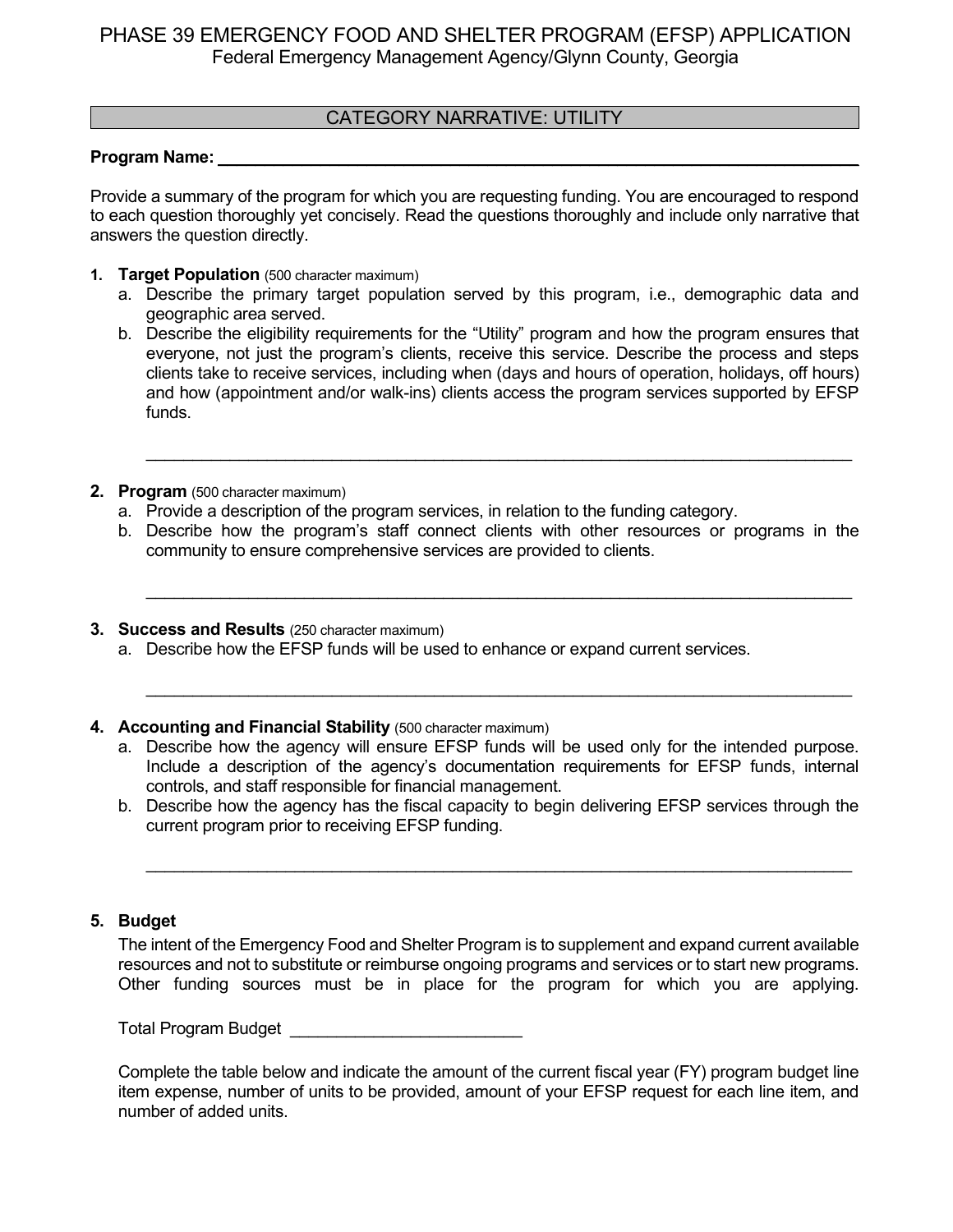PHASE 39 EMERGENCY FOOD AND SHELTER PROGRAM (EFSP) APPLICATION
Federal Emergency Management Agency/Glynn County, Georgia

## CATEGORY NARRATIVE: UTILITY

**Program Name:** ______________________________________________

Provide a summary of the program for which you are requesting funding. You are encouraged to respond to each question thoroughly yet concisely. Read the questions thoroughly and include only narrative that answers the question directly.

1. **Target Population** (500 character maximum)
   a. Describe the primary target population served by this program, i.e., demographic data and geographic area served.
   b. Describe the eligibility requirements for the “Utility” program and how the program ensures that everyone, not just the program’s clients, receive this service. Describe the process and steps clients take to receive services, including when (days and hours of operation, holidays, off hours) and how (appointment and/or walk-ins) clients access the program services supported by EFSP funds.

   ______________________________________________

2. **Program** (500 character maximum)
   a. Provide a description of the program services, in relation to the funding category.
   b. Describe how the program’s staff connect clients with other resources or programs in the community to ensure comprehensive services are provided to clients.

   ______________________________________________

3. **Success and Results** (250 character maximum)
   a. Describe how the EFSP funds will be used to enhance or expand current services.

   ______________________________________________

4. **Accounting and Financial Stability** (500 character maximum)
   a. Describe how the agency will ensure EFSP funds will be used only for the intended purpose. Include a description of the agency’s documentation requirements for EFSP funds, internal controls, and staff responsible for financial management.
   b. Describe how the agency has the fiscal capacity to begin delivering EFSP services through the current program prior to receiving EFSP funding.

   ______________________________________________

5. **Budget**

   The intent of the Emergency Food and Shelter Program is to supplement and expand current available resources and not to substitute or reimburse ongoing programs and services or to start new programs. Other funding sources must be in place for the program for which you are applying.

   Total Program Budget ________________________

   Complete the table below and indicate the amount of the current fiscal year (FY) program budget line item expense, number of units to be provided, amount of your EFSP request for each line item, and number of added units.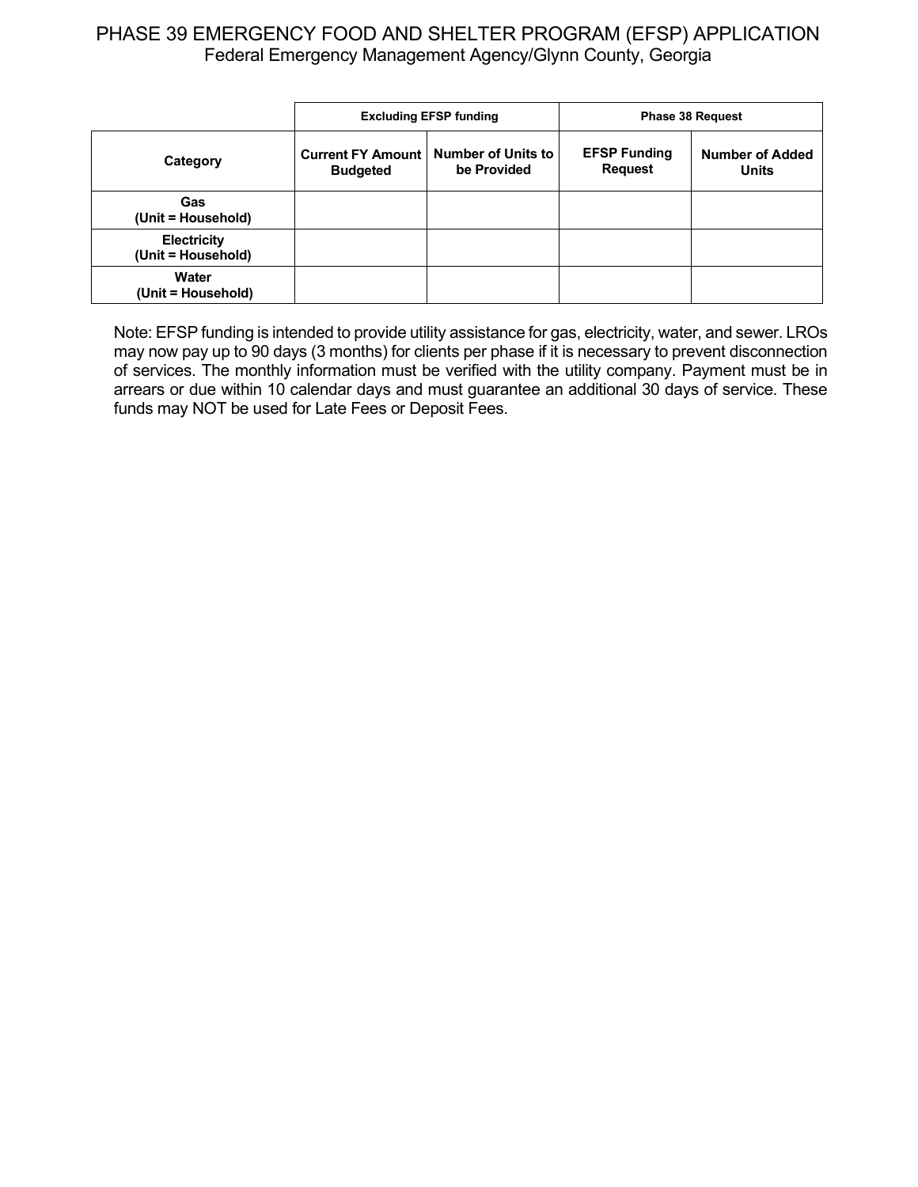# PHASE 39 EMERGENCY FOOD AND SHELTER PROGRAM (EFSP) APPLICATION

Federal Emergency Management Agency/Glynn County, Georgia

| | Excluding EFSP funding | | Phase 38 Request | |
|---|---|---|---|---|
| **Category** | **Current FY Amount Budgeted** | **Number of Units to be Provided** | **EFSP Funding Request** | **Number of Added Units** |
| **Gas (Unit = Household)** | | | | |
| **Electricity (Unit = Household)** | | | | |
| **Water (Unit = Household)** | | | | |

Note: EFSP funding is intended to provide utility assistance for gas, electricity, water, and sewer. LROs may now pay up to 90 days (3 months) for clients per phase if it is necessary to prevent disconnection of services. The monthly information must be verified with the utility company. Payment must be in arrears or due within 10 calendar days and must guarantee an additional 30 days of service. These funds may NOT be used for Late Fees or Deposit Fees.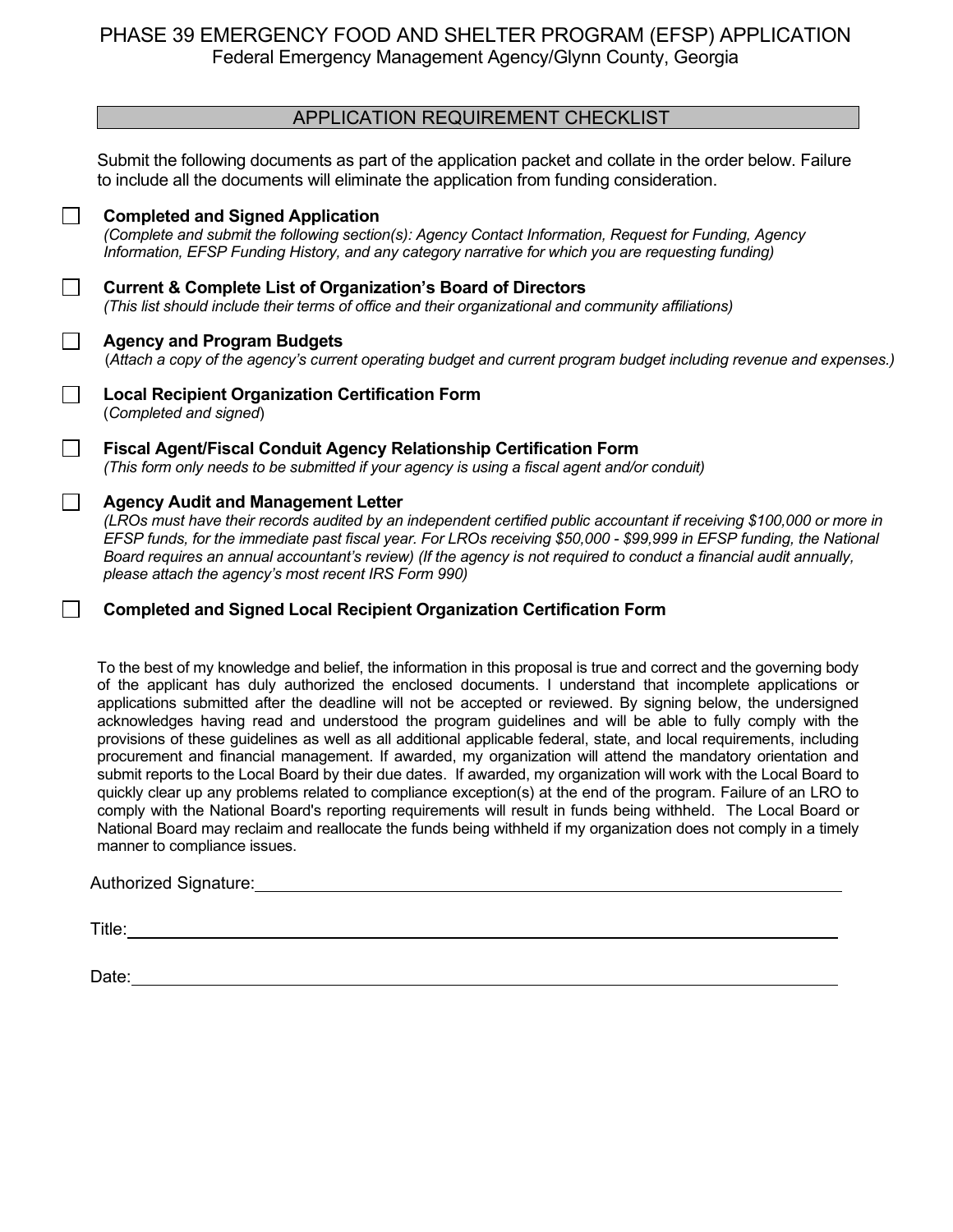# PHASE 39 EMERGENCY FOOD AND SHELTER PROGRAM (EFSP) APPLICATION

Federal Emergency Management Agency/Glynn County, Georgia

## APPLICATION REQUIREMENT CHECKLIST

Submit the following documents as part of the application packet and collate in the order below. Failure to include all the documents will eliminate the application from funding consideration.

- ☐ **Completed and Signed Application**
  *(Complete and submit the following section(s): Agency Contact Information, Request for Funding, Agency Information, EFSP Funding History, and any category narrative for which you are requesting funding)*

- ☐ **Current & Complete List of Organization's Board of Directors**
  *(This list should include their terms of office and their organizational and community affiliations)*

- ☐ **Agency and Program Budgets**
  (*Attach a copy of the agency's current operating budget and current program budget including revenue and expenses.)*

- ☐ **Local Recipient Organization Certification Form**
  (*Completed and signed*)

- ☐ **Fiscal Agent/Fiscal Conduit Agency Relationship Certification Form**
  *(This form only needs to be submitted if your agency is using a fiscal agent and/or conduit)*

- ☐ **Agency Audit and Management Letter**
  *(LROs must have their records audited by an independent certified public accountant if receiving $100,000 or more in EFSP funds, for the immediate past fiscal year. For LROs receiving $50,000 - $99,999 in EFSP funding, the National Board requires an annual accountant's review) (If the agency is not required to conduct a financial audit annually, please attach the agency's most recent IRS Form 990)*

- ☐ **Completed and Signed Local Recipient Organization Certification Form**

To the best of my knowledge and belief, the information in this proposal is true and correct and the governing body of the applicant has duly authorized the enclosed documents. I understand that incomplete applications or applications submitted after the deadline will not be accepted or reviewed. By signing below, the undersigned acknowledges having read and understood the program guidelines and will be able to fully comply with the provisions of these guidelines as well as all additional applicable federal, state, and local requirements, including procurement and financial management. If awarded, my organization will attend the mandatory orientation and submit reports to the Local Board by their due dates. If awarded, my organization will work with the Local Board to quickly clear up any problems related to compliance exception(s) at the end of the program. Failure of an LRO to comply with the National Board's reporting requirements will result in funds being withheld. The Local Board or National Board may reclaim and reallocate the funds being withheld if my organization does not comply in a timely manner to compliance issues.

Authorized Signature: ______________________________

Title: ______________________________

Date: ______________________________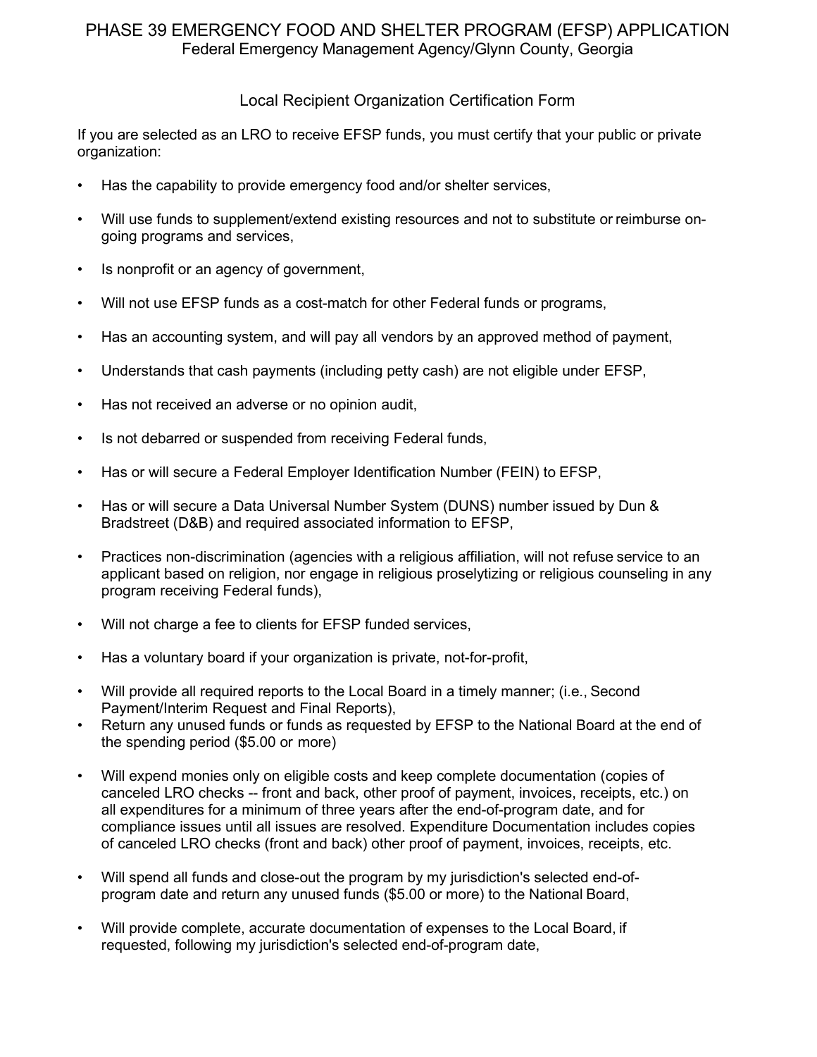# PHASE 39 EMERGENCY FOOD AND SHELTER PROGRAM (EFSP) APPLICATION

Federal Emergency Management Agency/Glynn County, Georgia

## Local Recipient Organization Certification Form

If you are selected as an LRO to receive EFSP funds, you must certify that your public or private organization:

- Has the capability to provide emergency food and/or shelter services,
- Will use funds to supplement/extend existing resources and not to substitute or reimburse on-going programs and services,
- Is nonprofit or an agency of government,
- Will not use EFSP funds as a cost-match for other Federal funds or programs,
- Has an accounting system, and will pay all vendors by an approved method of payment,
- Understands that cash payments (including petty cash) are not eligible under EFSP,
- Has not received an adverse or no opinion audit,
- Is not debarred or suspended from receiving Federal funds,
- Has or will secure a Federal Employer Identification Number (FEIN) to EFSP,
- Has or will secure a Data Universal Number System (DUNS) number issued by Dun & Bradstreet (D&B) and required associated information to EFSP,
- Practices non-discrimination (agencies with a religious affiliation, will not refuse service to an applicant based on religion, nor engage in religious proselytizing or religious counseling in any program receiving Federal funds),
- Will not charge a fee to clients for EFSP funded services,
- Has a voluntary board if your organization is private, not-for-profit,
- Will provide all required reports to the Local Board in a timely manner; (i.e., Second Payment/Interim Request and Final Reports),
- Return any unused funds or funds as requested by EFSP to the National Board at the end of the spending period ($5.00 or more)
- Will expend monies only on eligible costs and keep complete documentation (copies of canceled LRO checks -- front and back, other proof of payment, invoices, receipts, etc.) on all expenditures for a minimum of three years after the end-of-program date, and for compliance issues until all issues are resolved. Expenditure Documentation includes copies of canceled LRO checks (front and back) other proof of payment, invoices, receipts, etc.
- Will spend all funds and close-out the program by my jurisdiction's selected end-of-program date and return any unused funds ($5.00 or more) to the National Board,
- Will provide complete, accurate documentation of expenses to the Local Board, if requested, following my jurisdiction's selected end-of-program date,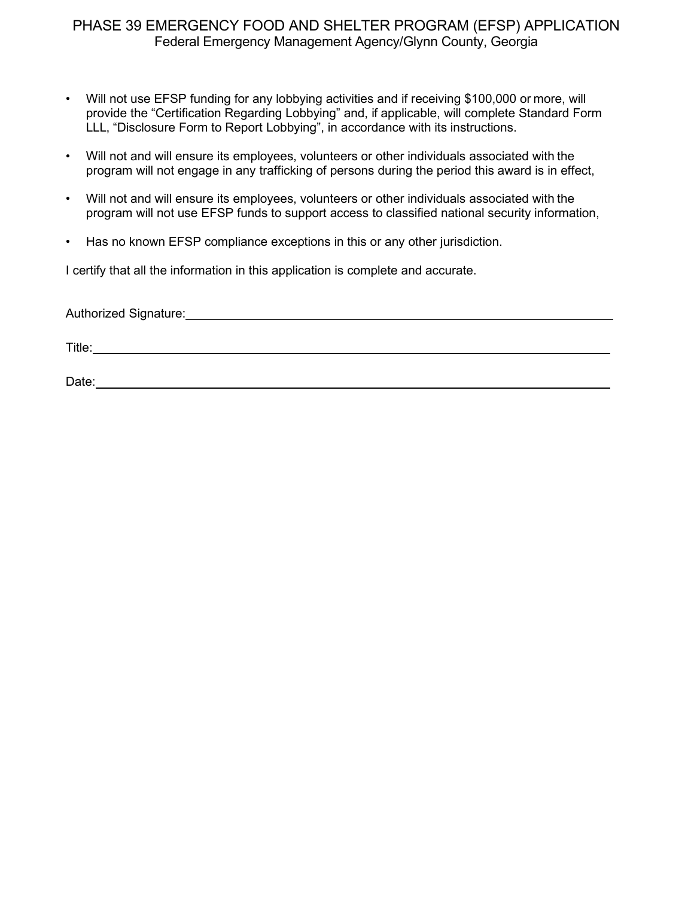- Will not use EFSP funding for any lobbying activities and if receiving $100,000 or more, will provide the "Certification Regarding Lobbying" and, if applicable, will complete Standard Form LLL, "Disclosure Form to Report Lobbying", in accordance with its instructions.

- Will not and will ensure its employees, volunteers or other individuals associated with the program will not engage in any trafficking of persons during the period this award is in effect,

- Will not and will ensure its employees, volunteers or other individuals associated with the program will not use EFSP funds to support access to classified national security information,

- Has no known EFSP compliance exceptions in this or any other jurisdiction.

I certify that all the information in this application is complete and accurate.

Authorized Signature:\_\_\_\_\_\_\_\_\_\_\_\_\_\_\_\_\_\_\_\_\_\_\_\_\_\_\_\_\_\_\_\_\_\_\_\_\_\_\_\_

Title:\_\_\_\_\_\_\_\_\_\_\_\_\_\_\_\_\_\_\_\_\_\_\_\_\_\_\_\_\_\_\_\_\_\_\_\_\_\_\_\_

Date:\_\_\_\_\_\_\_\_\_\_\_\_\_\_\_\_\_\_\_\_\_\_\_\_\_\_\_\_\_\_\_\_\_\_\_\_\_\_\_\_